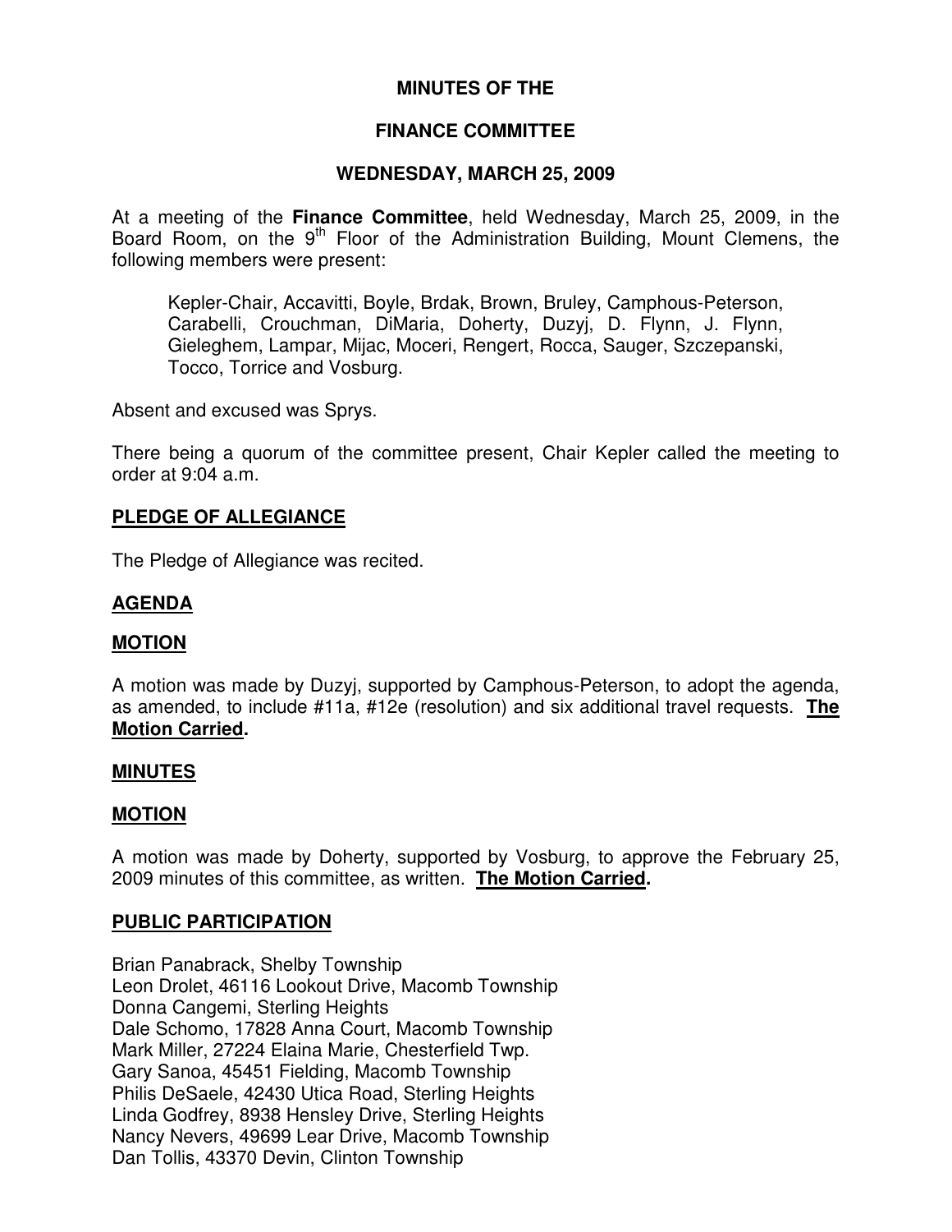# MINUTES OF THE

# FINANCE COMMITTEE

## WEDNESDAY, MARCH 25, 2009

At a meeting of the **Finance Committee**, held Wednesday, March 25, 2009, in the Board Room, on the 9th Floor of the Administration Building, Mount Clemens, the following members were present:

> Kepler-Chair, Accavitti, Boyle, Brdak, Brown, Bruley, Camphous-Peterson, Carabelli, Crouchman, DiMaria, Doherty, Duzyj, D. Flynn, J. Flynn, Gieleghem, Lampar, Mijac, Moceri, Rengert, Rocca, Sauger, Szczepanski, Tocco, Torrice and Vosburg.

Absent and excused was Sprys.

There being a quorum of the committee present, Chair Kepler called the meeting to order at 9:04 a.m.

**PLEDGE OF ALLEGIANCE**

The Pledge of Allegiance was recited.

**AGENDA**

**MOTION**

A motion was made by Duzyj, supported by Camphous-Peterson, to adopt the agenda, as amended, to include #11a, #12e (resolution) and six additional travel requests. **The Motion Carried.**

**MINUTES**

**MOTION**

A motion was made by Doherty, supported by Vosburg, to approve the February 25, 2009 minutes of this committee, as written. **The Motion Carried.**

**PUBLIC PARTICIPATION**

Brian Panabrack, Shelby Township
Leon Drolet, 46116 Lookout Drive, Macomb Township
Donna Cangemi, Sterling Heights
Dale Schomo, 17828 Anna Court, Macomb Township
Mark Miller, 27224 Elaina Marie, Chesterfield Twp.
Gary Sanoa, 45451 Fielding, Macomb Township
Philis DeSaele, 42430 Utica Road, Sterling Heights
Linda Godfrey, 8938 Hensley Drive, Sterling Heights
Nancy Nevers, 49699 Lear Drive, Macomb Township
Dan Tollis, 43370 Devin, Clinton Township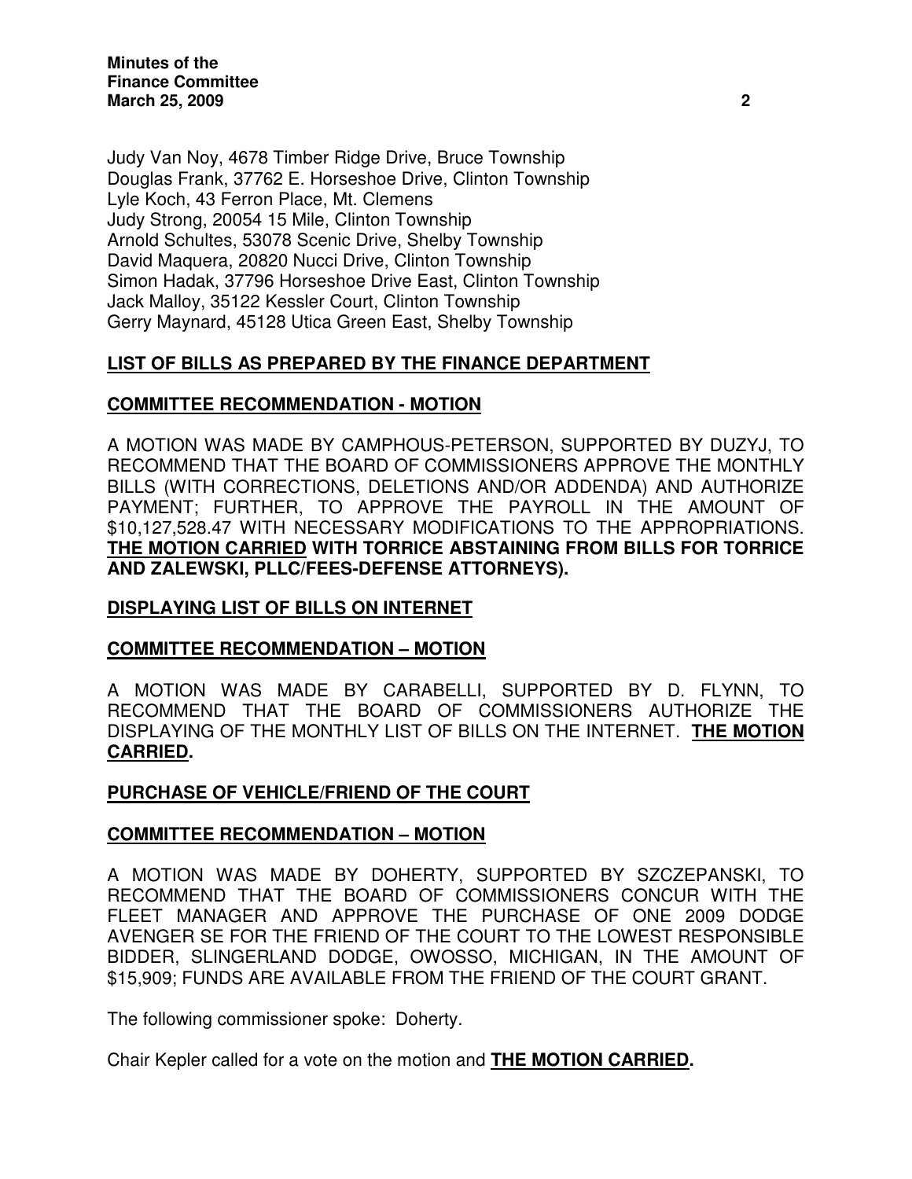Judy Van Noy, 4678 Timber Ridge Drive, Bruce Township
Douglas Frank, 37762 E. Horseshoe Drive, Clinton Township
Lyle Koch, 43 Ferron Place, Mt. Clemens
Judy Strong, 20054 15 Mile, Clinton Township
Arnold Schultes, 53078 Scenic Drive, Shelby Township
David Maquera, 20820 Nucci Drive, Clinton Township
Simon Hadak, 37796 Horseshoe Drive East, Clinton Township
Jack Malloy, 35122 Kessler Court, Clinton Township
Gerry Maynard, 45128 Utica Green East, Shelby Township

**LIST OF BILLS AS PREPARED BY THE FINANCE DEPARTMENT**

**COMMITTEE RECOMMENDATION - MOTION**

A MOTION WAS MADE BY CAMPHOUS-PETERSON, SUPPORTED BY DUZYJ, TO RECOMMEND THAT THE BOARD OF COMMISSIONERS APPROVE THE MONTHLY BILLS (WITH CORRECTIONS, DELETIONS AND/OR ADDENDA) AND AUTHORIZE PAYMENT; FURTHER, TO APPROVE THE PAYROLL IN THE AMOUNT OF $10,127,528.47 WITH NECESSARY MODIFICATIONS TO THE APPROPRIATIONS. **THE MOTION CARRIED WITH TORRICE ABSTAINING FROM BILLS FOR TORRICE AND ZALEWSKI, PLLC/FEES-DEFENSE ATTORNEYS).**

**DISPLAYING LIST OF BILLS ON INTERNET**

**COMMITTEE RECOMMENDATION – MOTION**

A MOTION WAS MADE BY CARABELLI, SUPPORTED BY D. FLYNN, TO RECOMMEND THAT THE BOARD OF COMMISSIONERS AUTHORIZE THE DISPLAYING OF THE MONTHLY LIST OF BILLS ON THE INTERNET. **THE MOTION CARRIED.**

**PURCHASE OF VEHICLE/FRIEND OF THE COURT**

**COMMITTEE RECOMMENDATION – MOTION**

A MOTION WAS MADE BY DOHERTY, SUPPORTED BY SZCZEPANSKI, TO RECOMMEND THAT THE BOARD OF COMMISSIONERS CONCUR WITH THE FLEET MANAGER AND APPROVE THE PURCHASE OF ONE 2009 DODGE AVENGER SE FOR THE FRIEND OF THE COURT TO THE LOWEST RESPONSIBLE BIDDER, SLINGERLAND DODGE, OWOSSO, MICHIGAN, IN THE AMOUNT OF $15,909; FUNDS ARE AVAILABLE FROM THE FRIEND OF THE COURT GRANT.

The following commissioner spoke: Doherty.

Chair Kepler called for a vote on the motion and **THE MOTION CARRIED.**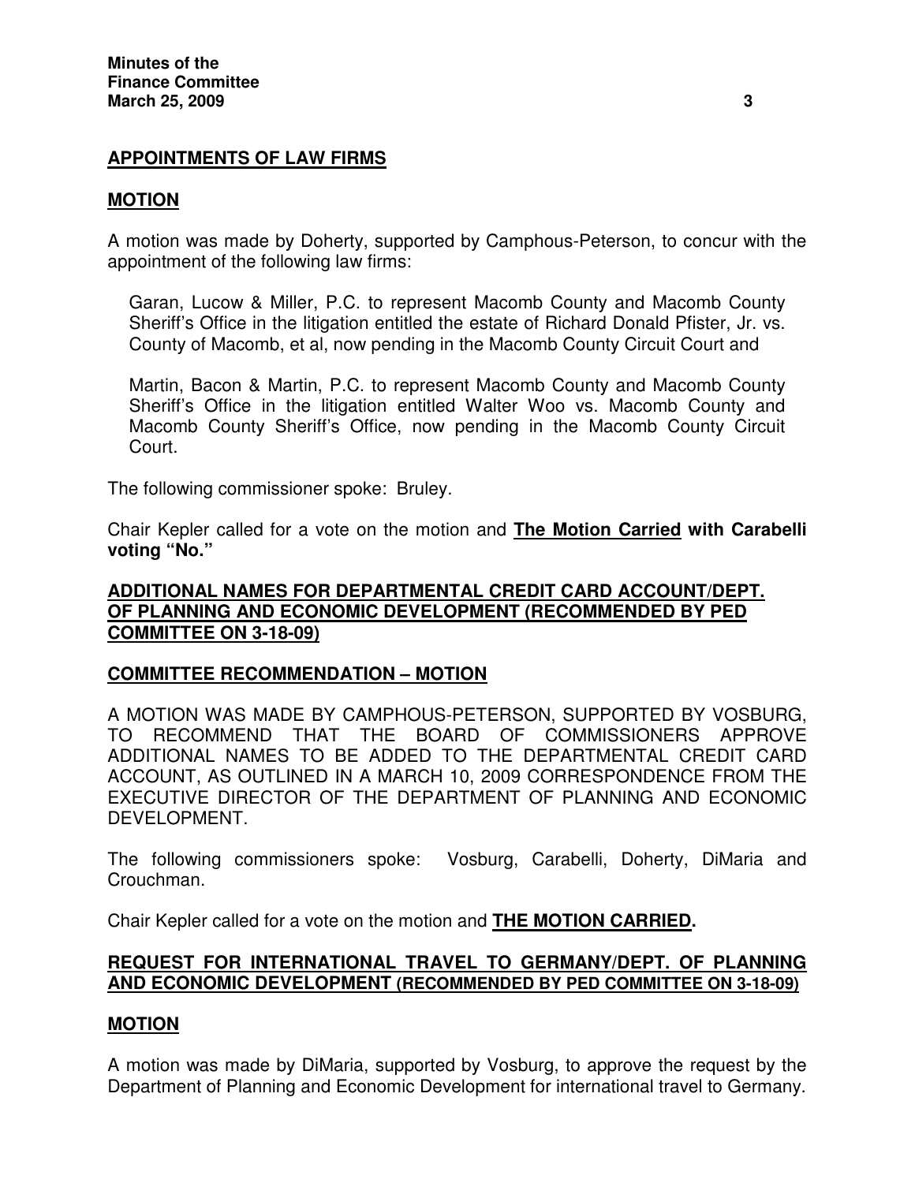**APPOINTMENTS OF LAW FIRMS**

**MOTION**

A motion was made by Doherty, supported by Camphous-Peterson, to concur with the appointment of the following law firms:

> Garan, Lucow & Miller, P.C. to represent Macomb County and Macomb County Sheriff's Office in the litigation entitled the estate of Richard Donald Pfister, Jr. vs. County of Macomb, et al, now pending in the Macomb County Circuit Court and
>
> Martin, Bacon & Martin, P.C. to represent Macomb County and Macomb County Sheriff's Office in the litigation entitled Walter Woo vs. Macomb County and Macomb County Sheriff's Office, now pending in the Macomb County Circuit Court.

The following commissioner spoke: Bruley.

Chair Kepler called for a vote on the motion and **The Motion Carried with Carabelli voting "No."**

**ADDITIONAL NAMES FOR DEPARTMENTAL CREDIT CARD ACCOUNT/DEPT. OF PLANNING AND ECONOMIC DEVELOPMENT (RECOMMENDED BY PED COMMITTEE ON 3-18-09)**

**COMMITTEE RECOMMENDATION – MOTION**

A MOTION WAS MADE BY CAMPHOUS-PETERSON, SUPPORTED BY VOSBURG, TO RECOMMEND THAT THE BOARD OF COMMISSIONERS APPROVE ADDITIONAL NAMES TO BE ADDED TO THE DEPARTMENTAL CREDIT CARD ACCOUNT, AS OUTLINED IN A MARCH 10, 2009 CORRESPONDENCE FROM THE EXECUTIVE DIRECTOR OF THE DEPARTMENT OF PLANNING AND ECONOMIC DEVELOPMENT.

The following commissioners spoke: Vosburg, Carabelli, Doherty, DiMaria and Crouchman.

Chair Kepler called for a vote on the motion and **THE MOTION CARRIED.**

**REQUEST FOR INTERNATIONAL TRAVEL TO GERMANY/DEPT. OF PLANNING AND ECONOMIC DEVELOPMENT (RECOMMENDED BY PED COMMITTEE ON 3-18-09)**

**MOTION**

A motion was made by DiMaria, supported by Vosburg, to approve the request by the Department of Planning and Economic Development for international travel to Germany.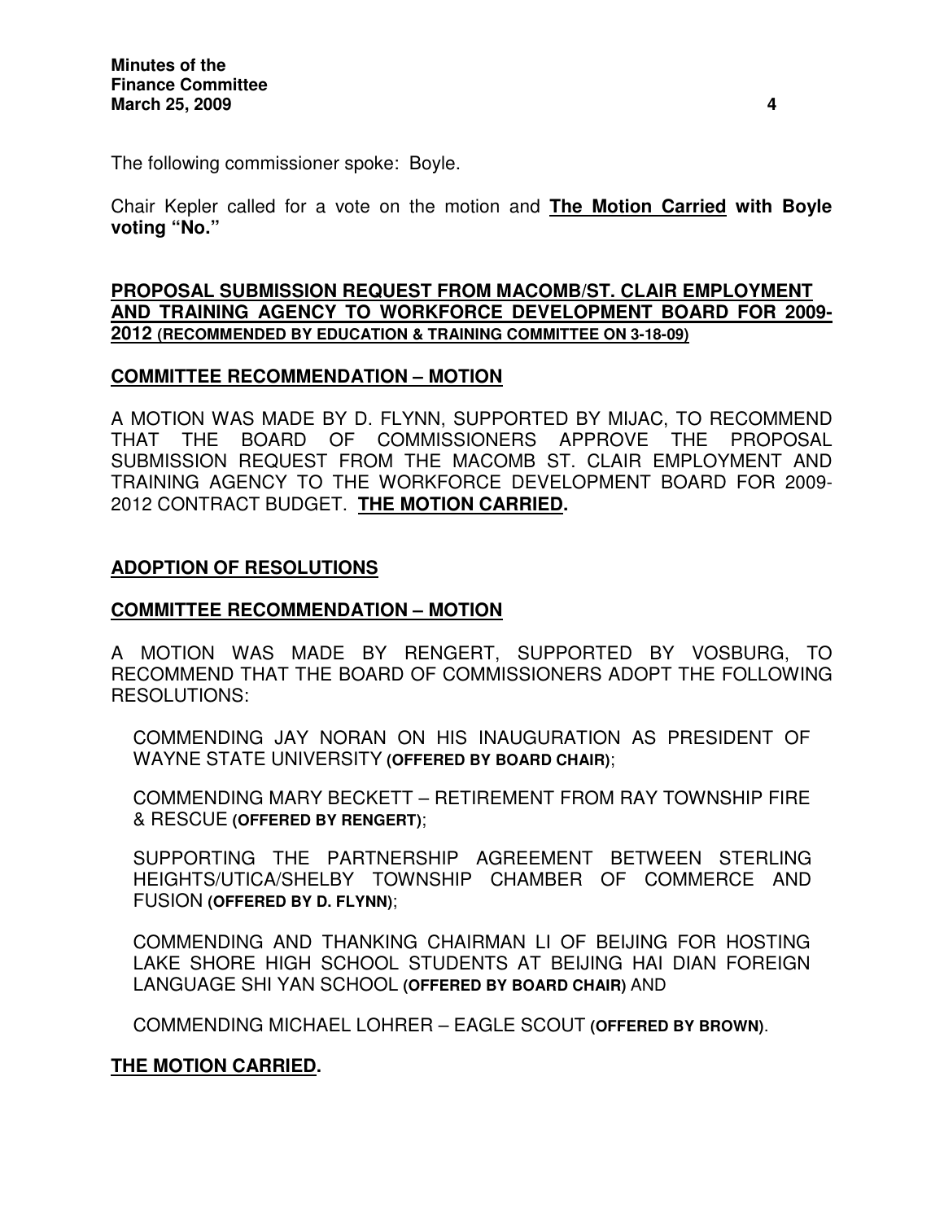The following commissioner spoke: Boyle.

Chair Kepler called for a vote on the motion and **<u>The Motion Carried</u> with Boyle voting "No."**

**<u>PROPOSAL SUBMISSION REQUEST FROM MACOMB/ST. CLAIR EMPLOYMENT AND TRAINING AGENCY TO WORKFORCE DEVELOPMENT BOARD FOR 2009-2012 (RECOMMENDED BY EDUCATION & TRAINING COMMITTEE ON 3-18-09)</u>**

**<u>COMMITTEE RECOMMENDATION – MOTION</u>**

A MOTION WAS MADE BY D. FLYNN, SUPPORTED BY MIJAC, TO RECOMMEND THAT THE BOARD OF COMMISSIONERS APPROVE THE PROPOSAL SUBMISSION REQUEST FROM THE MACOMB ST. CLAIR EMPLOYMENT AND TRAINING AGENCY TO THE WORKFORCE DEVELOPMENT BOARD FOR 2009-2012 CONTRACT BUDGET. **<u>THE MOTION CARRIED</u>.**

**<u>ADOPTION OF RESOLUTIONS</u>**

**<u>COMMITTEE RECOMMENDATION – MOTION</u>**

A MOTION WAS MADE BY RENGERT, SUPPORTED BY VOSBURG, TO RECOMMEND THAT THE BOARD OF COMMISSIONERS ADOPT THE FOLLOWING RESOLUTIONS:

COMMENDING JAY NORAN ON HIS INAUGURATION AS PRESIDENT OF WAYNE STATE UNIVERSITY **(OFFERED BY BOARD CHAIR)**;

COMMENDING MARY BECKETT – RETIREMENT FROM RAY TOWNSHIP FIRE & RESCUE **(OFFERED BY RENGERT)**;

SUPPORTING THE PARTNERSHIP AGREEMENT BETWEEN STERLING HEIGHTS/UTICA/SHELBY TOWNSHIP CHAMBER OF COMMERCE AND FUSION **(OFFERED BY D. FLYNN)**;

COMMENDING AND THANKING CHAIRMAN LI OF BEIJING FOR HOSTING LAKE SHORE HIGH SCHOOL STUDENTS AT BEIJING HAI DIAN FOREIGN LANGUAGE SHI YAN SCHOOL **(OFFERED BY BOARD CHAIR)** AND

COMMENDING MICHAEL LOHRER – EAGLE SCOUT **(OFFERED BY BROWN)**.

**<u>THE MOTION CARRIED</u>.**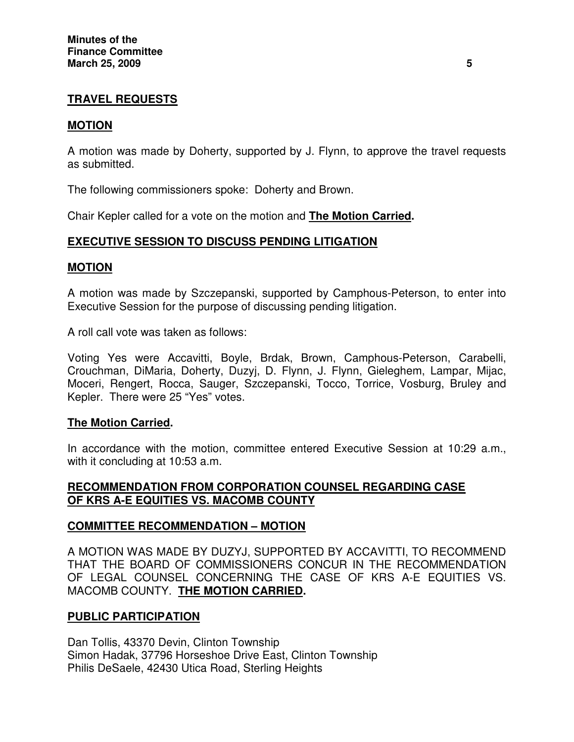**TRAVEL REQUESTS**

**MOTION**

A motion was made by Doherty, supported by J. Flynn, to approve the travel requests as submitted.

The following commissioners spoke: Doherty and Brown.

Chair Kepler called for a vote on the motion and **The Motion Carried.**

**EXECUTIVE SESSION TO DISCUSS PENDING LITIGATION**

**MOTION**

A motion was made by Szczepanski, supported by Camphous-Peterson, to enter into Executive Session for the purpose of discussing pending litigation.

A roll call vote was taken as follows:

Voting Yes were Accavitti, Boyle, Brdak, Brown, Camphous-Peterson, Carabelli, Crouchman, DiMaria, Doherty, Duzyj, D. Flynn, J. Flynn, Gieleghem, Lampar, Mijac, Moceri, Rengert, Rocca, Sauger, Szczepanski, Tocco, Torrice, Vosburg, Bruley and Kepler. There were 25 "Yes" votes.

**The Motion Carried.**

In accordance with the motion, committee entered Executive Session at 10:29 a.m., with it concluding at 10:53 a.m.

**RECOMMENDATION FROM CORPORATION COUNSEL REGARDING CASE OF KRS A-E EQUITIES VS. MACOMB COUNTY**

**COMMITTEE RECOMMENDATION – MOTION**

A MOTION WAS MADE BY DUZYJ, SUPPORTED BY ACCAVITTI, TO RECOMMEND THAT THE BOARD OF COMMISSIONERS CONCUR IN THE RECOMMENDATION OF LEGAL COUNSEL CONCERNING THE CASE OF KRS A-E EQUITIES VS. MACOMB COUNTY. **THE MOTION CARRIED.**

**PUBLIC PARTICIPATION**

Dan Tollis, 43370 Devin, Clinton Township
Simon Hadak, 37796 Horseshoe Drive East, Clinton Township
Philis DeSaele, 42430 Utica Road, Sterling Heights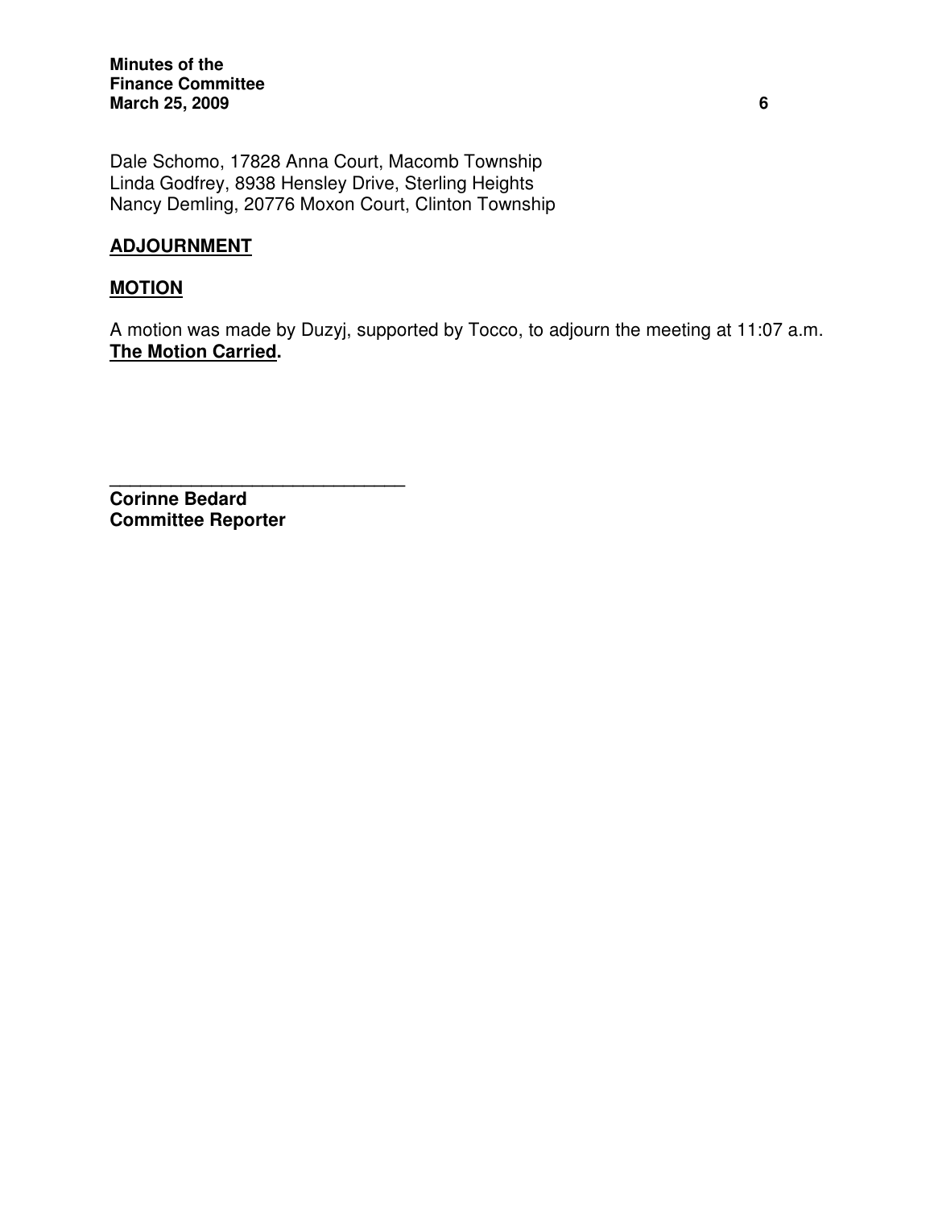Dale Schomo, 17828 Anna Court, Macomb Township
Linda Godfrey, 8938 Hensley Drive, Sterling Heights
Nancy Demling, 20776 Moxon Court, Clinton Township

## ADJOURNMENT

## MOTION

A motion was made by Duzyj, supported by Tocco, to adjourn the meeting at 11:07 a.m. **The Motion Carried.**

______________________________
**Corinne Bedard**
**Committee Reporter**